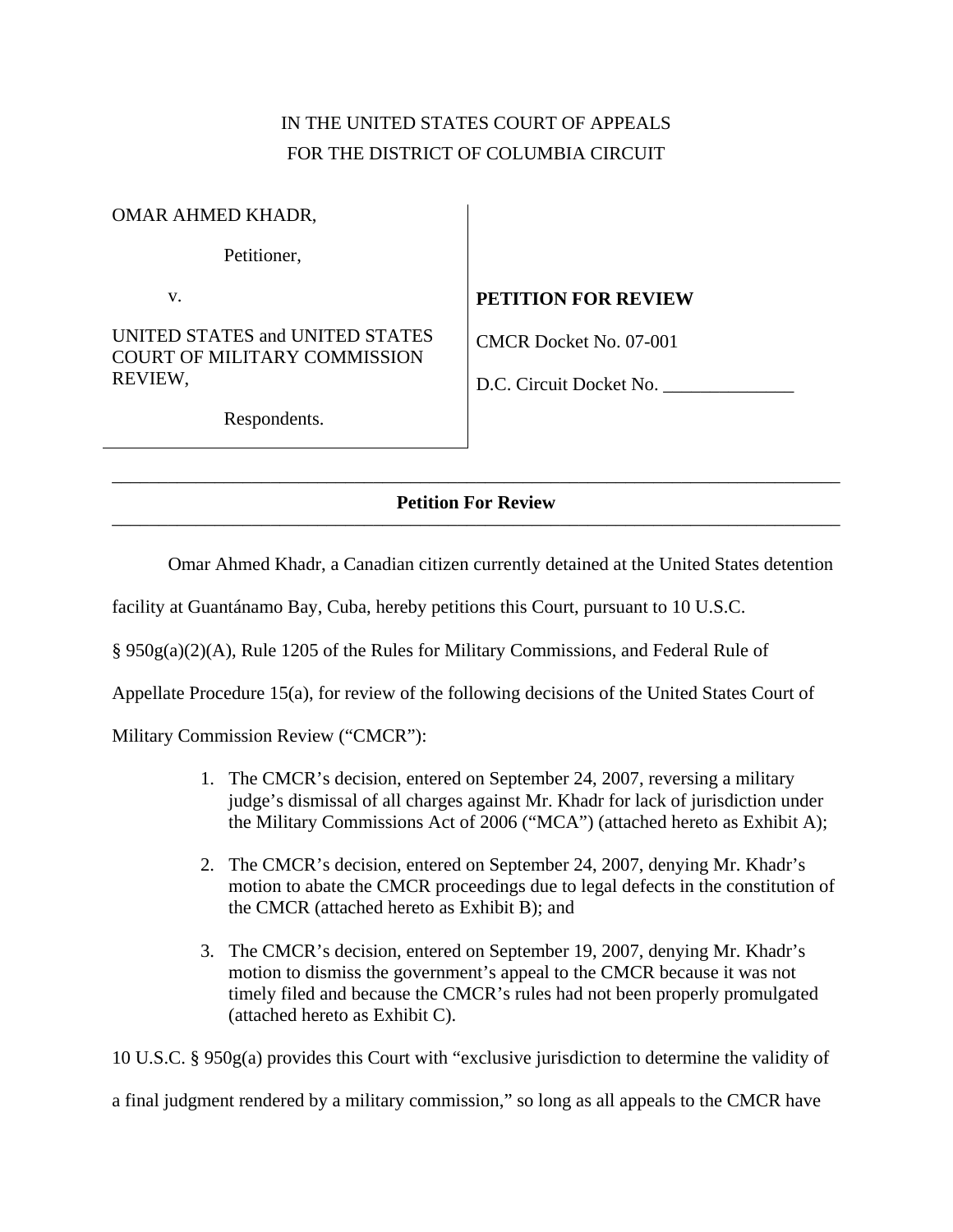IN THE UNITED STATES COURT OF APPEALS
FOR THE DISTRICT OF COLUMBIA CIRCUIT

OMAR AHMED KHADR,

Petitioner,

v.

UNITED STATES and UNITED STATES COURT OF MILITARY COMMISSION REVIEW,

Respondents.

**PETITION FOR REVIEW**

CMCR Docket No. 07-001

D.C. Circuit Docket No. ______________

---

**Petition For Review**

---

Omar Ahmed Khadr, a Canadian citizen currently detained at the United States detention facility at Guantánamo Bay, Cuba, hereby petitions this Court, pursuant to 10 U.S.C. § 950g(a)(2)(A), Rule 1205 of the Rules for Military Commissions, and Federal Rule of Appellate Procedure 15(a), for review of the following decisions of the United States Court of Military Commission Review ("CMCR"):

1. The CMCR's decision, entered on September 24, 2007, reversing a military judge's dismissal of all charges against Mr. Khadr for lack of jurisdiction under the Military Commissions Act of 2006 ("MCA") (attached hereto as Exhibit A);

2. The CMCR's decision, entered on September 24, 2007, denying Mr. Khadr's motion to abate the CMCR proceedings due to legal defects in the constitution of the CMCR (attached hereto as Exhibit B); and

3. The CMCR's decision, entered on September 19, 2007, denying Mr. Khadr's motion to dismiss the government's appeal to the CMCR because it was not timely filed and because the CMCR's rules had not been properly promulgated (attached hereto as Exhibit C).

10 U.S.C. § 950g(a) provides this Court with "exclusive jurisdiction to determine the validity of a final judgment rendered by a military commission," so long as all appeals to the CMCR have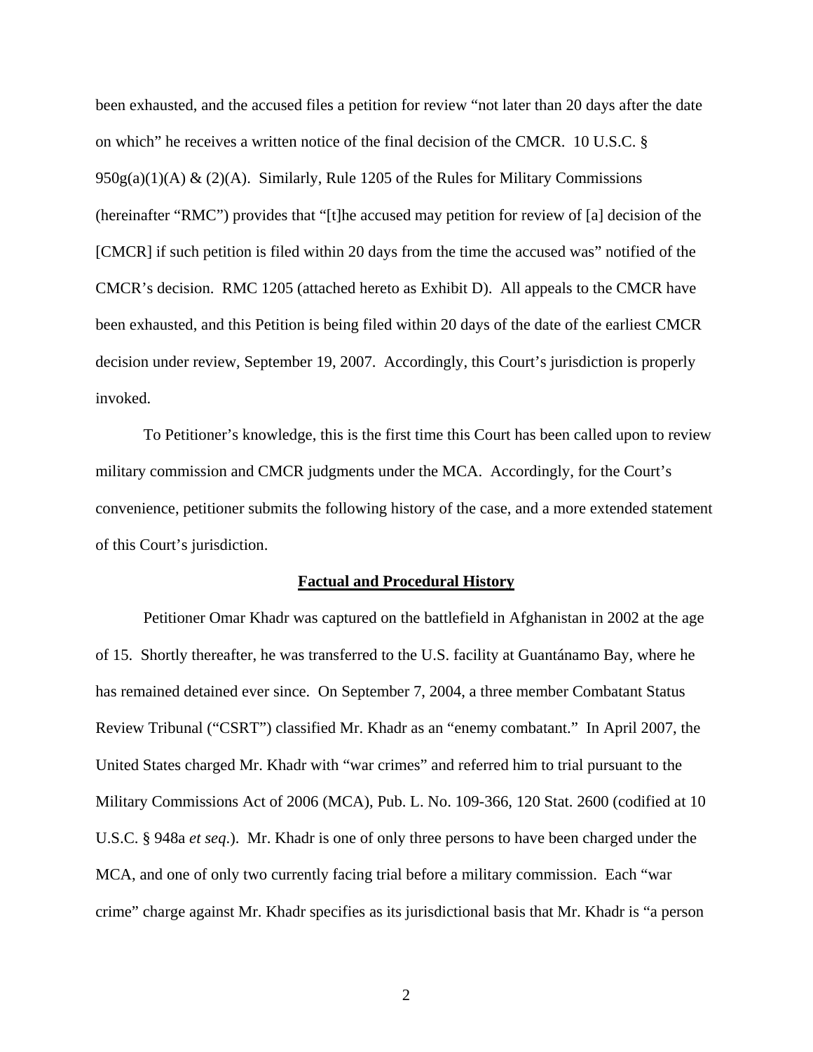been exhausted, and the accused files a petition for review "not later than 20 days after the date on which" he receives a written notice of the final decision of the CMCR. 10 U.S.C. § 950g(a)(1)(A) & (2)(A). Similarly, Rule 1205 of the Rules for Military Commissions (hereinafter "RMC") provides that "[t]he accused may petition for review of [a] decision of the [CMCR] if such petition is filed within 20 days from the time the accused was" notified of the CMCR's decision. RMC 1205 (attached hereto as Exhibit D). All appeals to the CMCR have been exhausted, and this Petition is being filed within 20 days of the date of the earliest CMCR decision under review, September 19, 2007. Accordingly, this Court's jurisdiction is properly invoked.

To Petitioner's knowledge, this is the first time this Court has been called upon to review military commission and CMCR judgments under the MCA. Accordingly, for the Court's convenience, petitioner submits the following history of the case, and a more extended statement of this Court's jurisdiction.

**Factual and Procedural History**

Petitioner Omar Khadr was captured on the battlefield in Afghanistan in 2002 at the age of 15. Shortly thereafter, he was transferred to the U.S. facility at Guantánamo Bay, where he has remained detained ever since. On September 7, 2004, a three member Combatant Status Review Tribunal ("CSRT") classified Mr. Khadr as an "enemy combatant." In April 2007, the United States charged Mr. Khadr with "war crimes" and referred him to trial pursuant to the Military Commissions Act of 2006 (MCA), Pub. L. No. 109-366, 120 Stat. 2600 (codified at 10 U.S.C. § 948a *et seq.*). Mr. Khadr is one of only three persons to have been charged under the MCA, and one of only two currently facing trial before a military commission. Each "war crime" charge against Mr. Khadr specifies as its jurisdictional basis that Mr. Khadr is "a person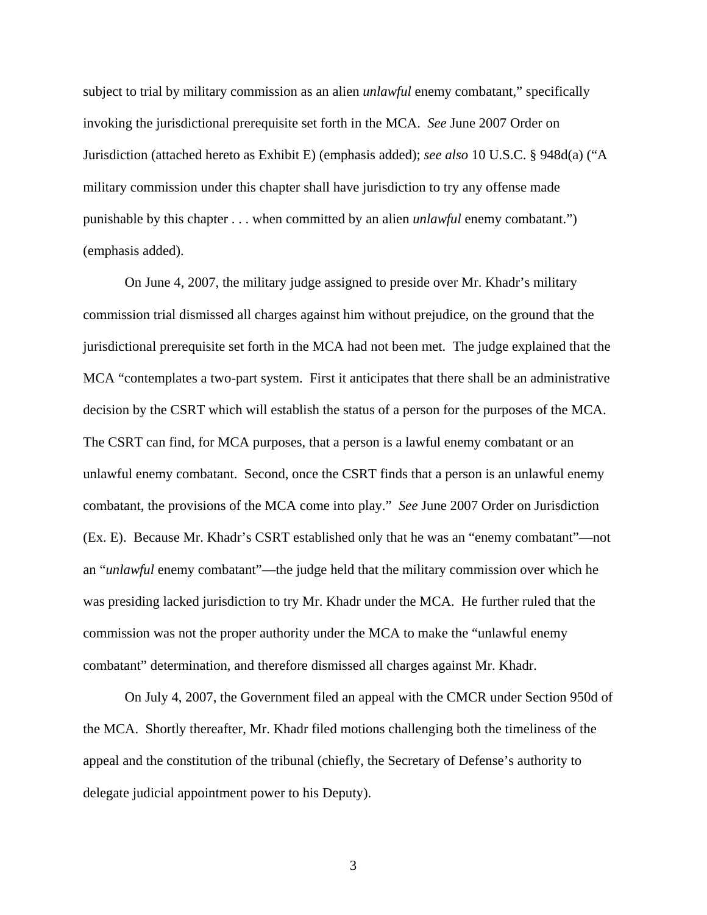subject to trial by military commission as an alien *unlawful* enemy combatant," specifically invoking the jurisdictional prerequisite set forth in the MCA. *See* June 2007 Order on Jurisdiction (attached hereto as Exhibit E) (emphasis added); *see also* 10 U.S.C. § 948d(a) ("A military commission under this chapter shall have jurisdiction to try any offense made punishable by this chapter . . . when committed by an alien *unlawful* enemy combatant.") (emphasis added).

On June 4, 2007, the military judge assigned to preside over Mr. Khadr's military commission trial dismissed all charges against him without prejudice, on the ground that the jurisdictional prerequisite set forth in the MCA had not been met. The judge explained that the MCA "contemplates a two-part system. First it anticipates that there shall be an administrative decision by the CSRT which will establish the status of a person for the purposes of the MCA. The CSRT can find, for MCA purposes, that a person is a lawful enemy combatant or an unlawful enemy combatant. Second, once the CSRT finds that a person is an unlawful enemy combatant, the provisions of the MCA come into play." *See* June 2007 Order on Jurisdiction (Ex. E). Because Mr. Khadr's CSRT established only that he was an "enemy combatant"—not an "*unlawful* enemy combatant"—the judge held that the military commission over which he was presiding lacked jurisdiction to try Mr. Khadr under the MCA. He further ruled that the commission was not the proper authority under the MCA to make the "unlawful enemy combatant" determination, and therefore dismissed all charges against Mr. Khadr.

On July 4, 2007, the Government filed an appeal with the CMCR under Section 950d of the MCA. Shortly thereafter, Mr. Khadr filed motions challenging both the timeliness of the appeal and the constitution of the tribunal (chiefly, the Secretary of Defense's authority to delegate judicial appointment power to his Deputy).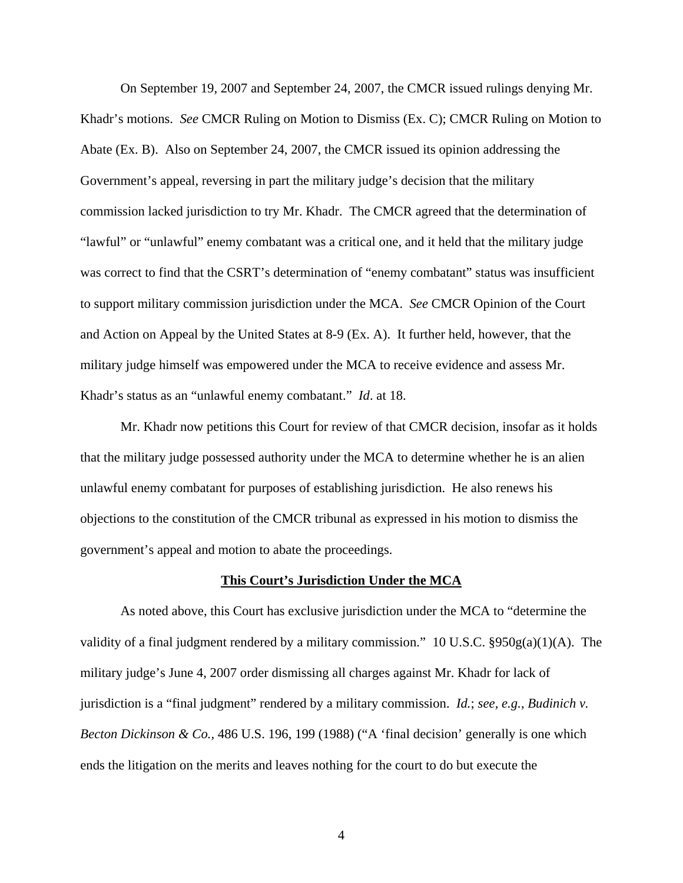On September 19, 2007 and September 24, 2007, the CMCR issued rulings denying Mr. Khadr's motions. *See* CMCR Ruling on Motion to Dismiss (Ex. C); CMCR Ruling on Motion to Abate (Ex. B). Also on September 24, 2007, the CMCR issued its opinion addressing the Government's appeal, reversing in part the military judge's decision that the military commission lacked jurisdiction to try Mr. Khadr. The CMCR agreed that the determination of "lawful" or "unlawful" enemy combatant was a critical one, and it held that the military judge was correct to find that the CSRT's determination of "enemy combatant" status was insufficient to support military commission jurisdiction under the MCA. *See* CMCR Opinion of the Court and Action on Appeal by the United States at 8-9 (Ex. A). It further held, however, that the military judge himself was empowered under the MCA to receive evidence and assess Mr. Khadr's status as an "unlawful enemy combatant." *Id*. at 18.

Mr. Khadr now petitions this Court for review of that CMCR decision, insofar as it holds that the military judge possessed authority under the MCA to determine whether he is an alien unlawful enemy combatant for purposes of establishing jurisdiction. He also renews his objections to the constitution of the CMCR tribunal as expressed in his motion to dismiss the government's appeal and motion to abate the proceedings.

**<u>This Court's Jurisdiction Under the MCA</u>**

As noted above, this Court has exclusive jurisdiction under the MCA to "determine the validity of a final judgment rendered by a military commission." 10 U.S.C. §950g(a)(1)(A). The military judge's June 4, 2007 order dismissing all charges against Mr. Khadr for lack of jurisdiction is a "final judgment" rendered by a military commission. *Id.*; *see, e.g.*, *Budinich v. Becton Dickinson & Co.*, 486 U.S. 196, 199 (1988) ("A 'final decision' generally is one which ends the litigation on the merits and leaves nothing for the court to do but execute the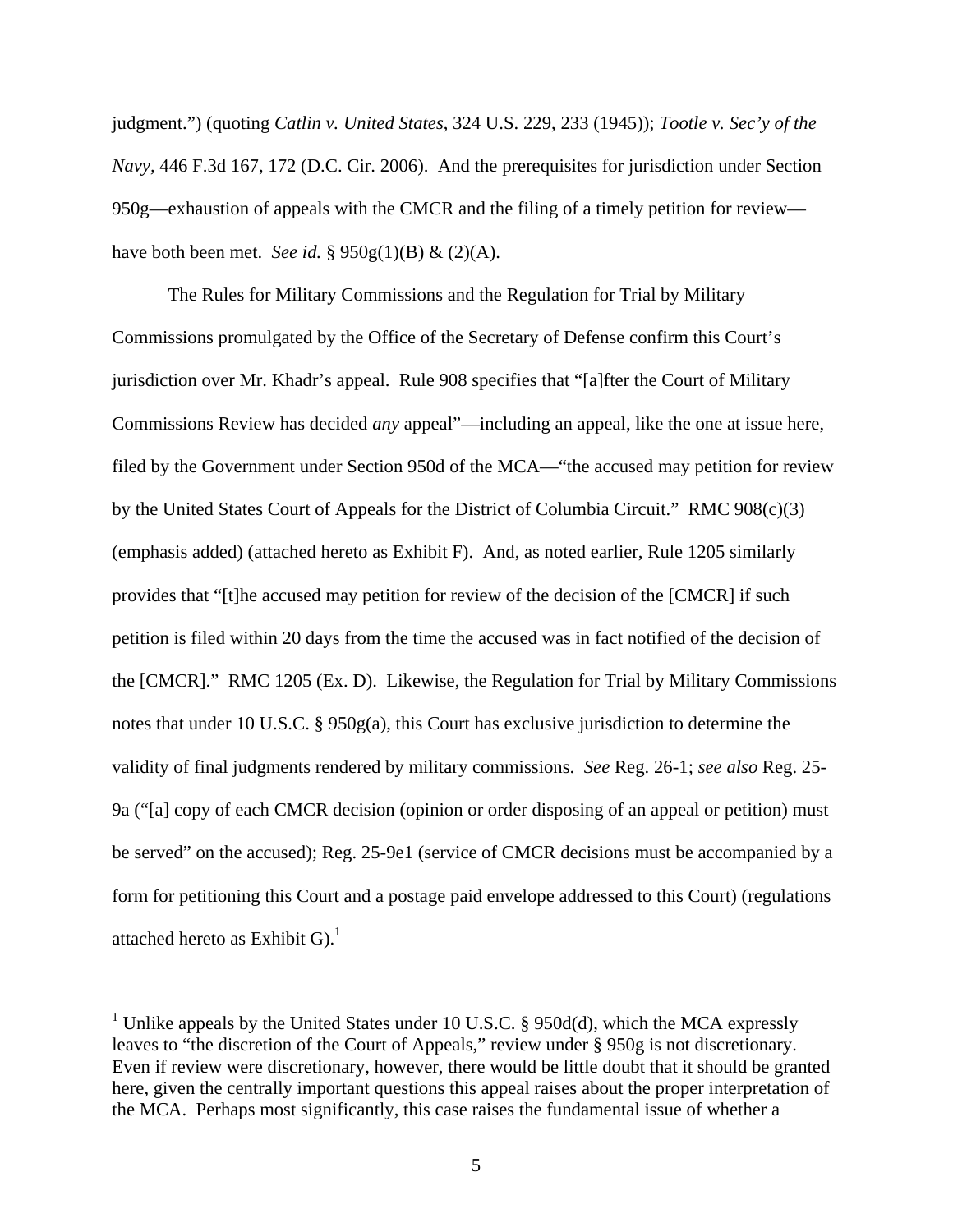judgment.") (quoting *Catlin v. United States*, 324 U.S. 229, 233 (1945)); *Tootle v. Sec'y of the Navy*, 446 F.3d 167, 172 (D.C. Cir. 2006). And the prerequisites for jurisdiction under Section 950g—exhaustion of appeals with the CMCR and the filing of a timely petition for review—have both been met. *See id.* § 950g(1)(B) & (2)(A).

The Rules for Military Commissions and the Regulation for Trial by Military Commissions promulgated by the Office of the Secretary of Defense confirm this Court's jurisdiction over Mr. Khadr's appeal. Rule 908 specifies that "[a]fter the Court of Military Commissions Review has decided *any* appeal"—including an appeal, like the one at issue here, filed by the Government under Section 950d of the MCA—"the accused may petition for review by the United States Court of Appeals for the District of Columbia Circuit." RMC 908(c)(3) (emphasis added) (attached hereto as Exhibit F). And, as noted earlier, Rule 1205 similarly provides that "[t]he accused may petition for review of the decision of the [CMCR] if such petition is filed within 20 days from the time the accused was in fact notified of the decision of the [CMCR]." RMC 1205 (Ex. D). Likewise, the Regulation for Trial by Military Commissions notes that under 10 U.S.C. § 950g(a), this Court has exclusive jurisdiction to determine the validity of final judgments rendered by military commissions. *See* Reg. 26-1; *see also* Reg. 25-9a ("[a] copy of each CMCR decision (opinion or order disposing of an appeal or petition) must be served" on the accused); Reg. 25-9e1 (service of CMCR decisions must be accompanied by a form for petitioning this Court and a postage paid envelope addressed to this Court) (regulations attached hereto as Exhibit G).[1]

---

[1] Unlike appeals by the United States under 10 U.S.C. § 950d(d), which the MCA expressly leaves to "the discretion of the Court of Appeals," review under § 950g is not discretionary. Even if review were discretionary, however, there would be little doubt that it should be granted here, given the centrally important questions this appeal raises about the proper interpretation of the MCA. Perhaps most significantly, this case raises the fundamental issue of whether a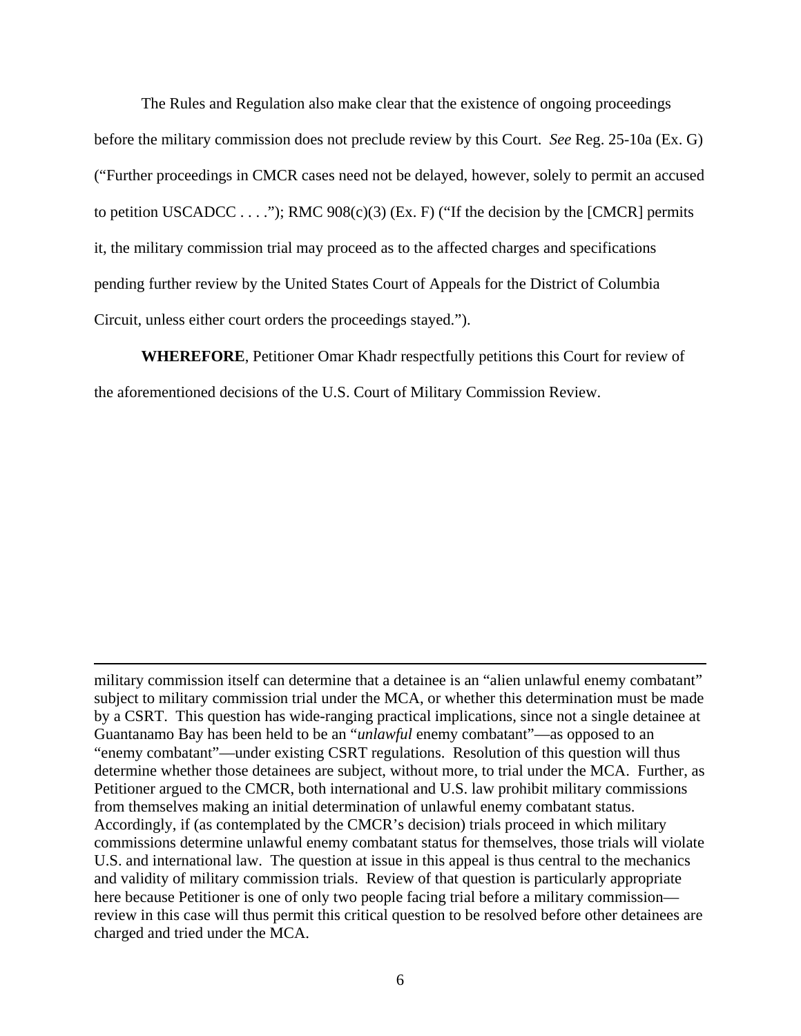The Rules and Regulation also make clear that the existence of ongoing proceedings before the military commission does not preclude review by this Court. *See* Reg. 25-10a (Ex. G) ("Further proceedings in CMCR cases need not be delayed, however, solely to permit an accused to petition USCADCC . . . ."); RMC 908(c)(3) (Ex. F) ("If the decision by the [CMCR] permits it, the military commission trial may proceed as to the affected charges and specifications pending further review by the United States Court of Appeals for the District of Columbia Circuit, unless either court orders the proceedings stayed.").

**WHEREFORE**, Petitioner Omar Khadr respectfully petitions this Court for review of the aforementioned decisions of the U.S. Court of Military Commission Review.

---

military commission itself can determine that a detainee is an "alien unlawful enemy combatant" subject to military commission trial under the MCA, or whether this determination must be made by a CSRT. This question has wide-ranging practical implications, since not a single detainee at Guantanamo Bay has been held to be an "*unlawful* enemy combatant"—as opposed to an "enemy combatant"—under existing CSRT regulations. Resolution of this question will thus determine whether those detainees are subject, without more, to trial under the MCA. Further, as Petitioner argued to the CMCR, both international and U.S. law prohibit military commissions from themselves making an initial determination of unlawful enemy combatant status. Accordingly, if (as contemplated by the CMCR's decision) trials proceed in which military commissions determine unlawful enemy combatant status for themselves, those trials will violate U.S. and international law. The question at issue in this appeal is thus central to the mechanics and validity of military commission trials. Review of that question is particularly appropriate here because Petitioner is one of only two people facing trial before a military commission—review in this case will thus permit this critical question to be resolved before other detainees are charged and tried under the MCA.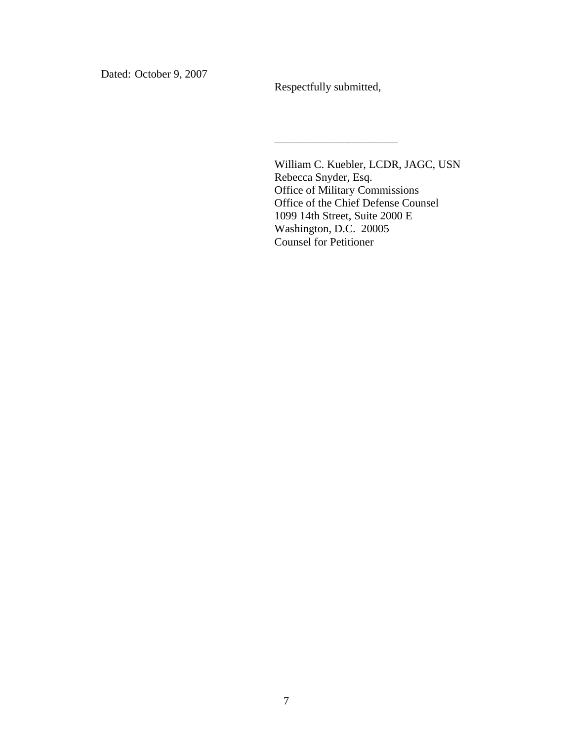Dated: October 9, 2007

Respectfully submitted,

______________________

William C. Kuebler, LCDR, JAGC, USN
Rebecca Snyder, Esq.
Office of Military Commissions
Office of the Chief Defense Counsel
1099 14th Street, Suite 2000 E
Washington, D.C. 20005
Counsel for Petitioner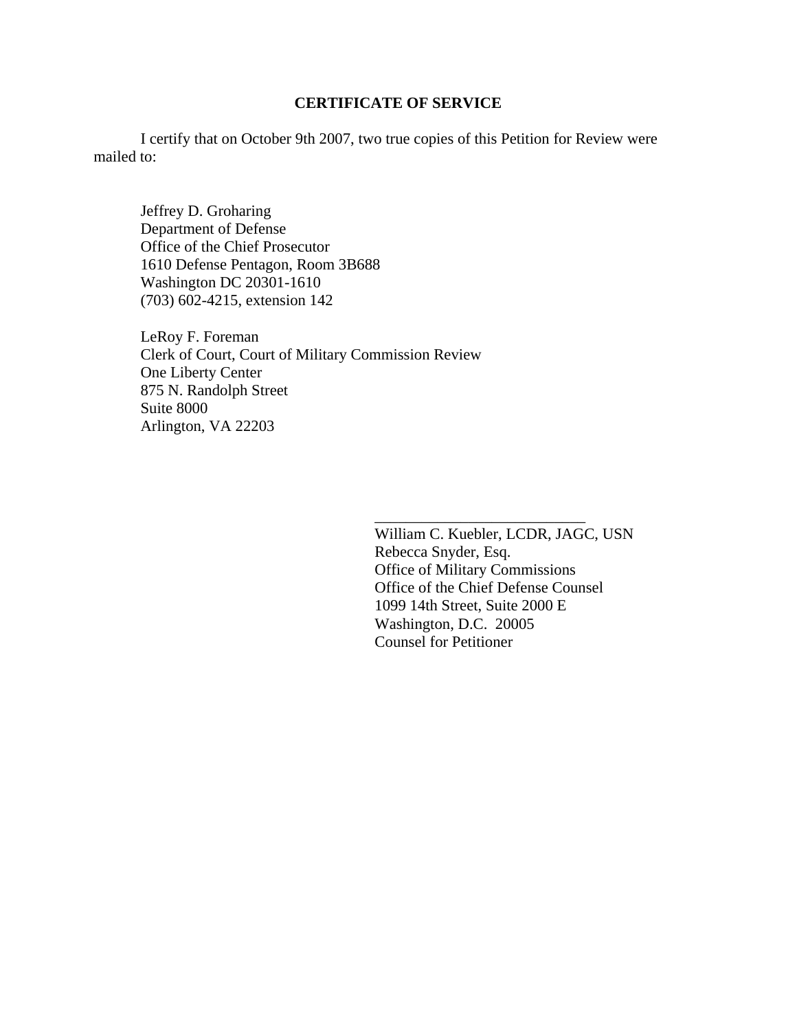## CERTIFICATE OF SERVICE

I certify that on October 9th 2007, two true copies of this Petition for Review were mailed to:

Jeffrey D. Groharing
Department of Defense
Office of the Chief Prosecutor
1610 Defense Pentagon, Room 3B688
Washington DC 20301-1610
(703) 602-4215, extension 142

LeRoy F. Foreman
Clerk of Court, Court of Military Commission Review
One Liberty Center
875 N. Randolph Street
Suite 8000
Arlington, VA 22203

\_\_\_\_\_\_\_\_\_\_\_\_\_\_\_\_\_\_\_\_\_\_\_\_\_\_\_
William C. Kuebler, LCDR, JAGC, USN
Rebecca Snyder, Esq.
Office of Military Commissions
Office of the Chief Defense Counsel
1099 14th Street, Suite 2000 E
Washington, D.C. 20005
Counsel for Petitioner